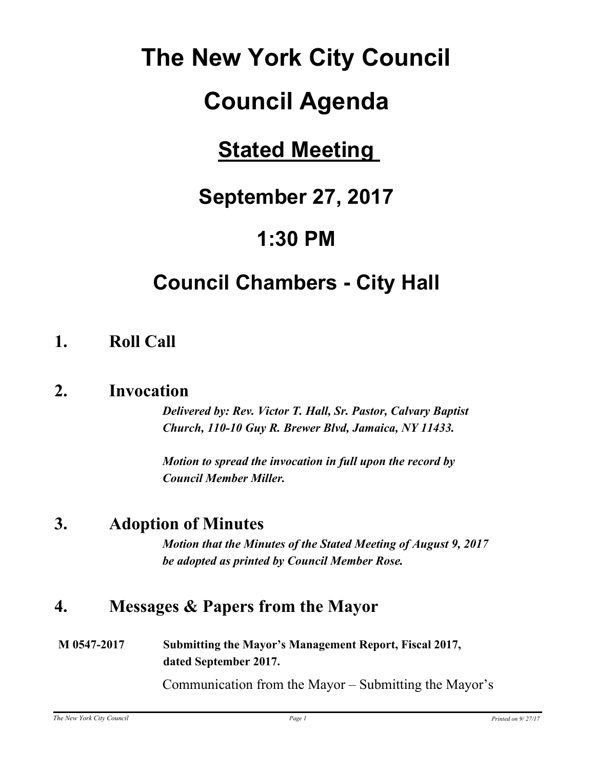# The New York City Council

# Council Agenda

## Stated Meeting

## September 27, 2017

## 1:30 PM

## Council Chambers - City Hall

### 1. Roll Call

### 2. Invocation

***Delivered by: Rev. Victor T. Hall, Sr. Pastor, Calvary Baptist Church, 110-10 Guy R. Brewer Blvd, Jamaica, NY 11433.***

***Motion to spread the invocation in full upon the record by Council Member Miller.***

### 3. Adoption of Minutes

***Motion that the Minutes of the Stated Meeting of August 9, 2017 be adopted as printed by Council Member Rose.***

### 4. Messages & Papers from the Mayor

**M 0547-2017** **Submitting the Mayor's Management Report, Fiscal 2017, dated September 2017.**

Communication from the Mayor – Submitting the Mayor's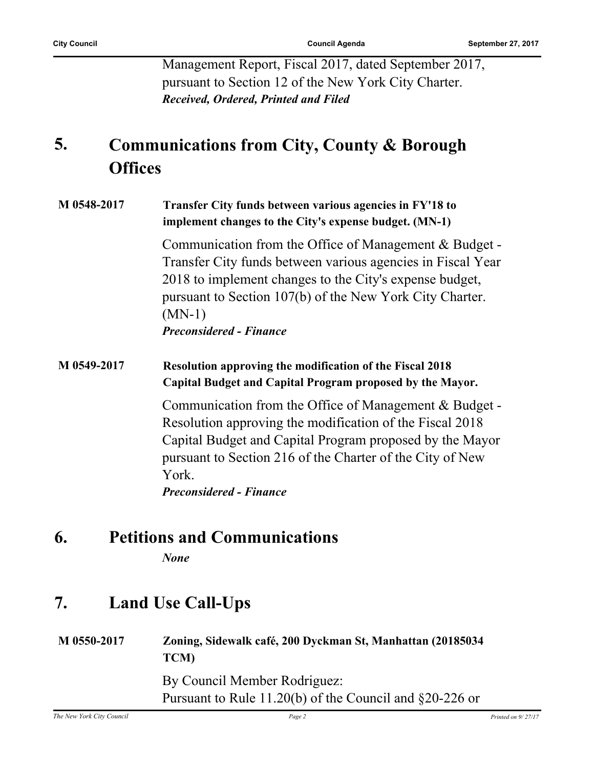Management Report, Fiscal 2017, dated September 2017, pursuant to Section 12 of the New York City Charter.
***Received, Ordered, Printed and Filed***

## 5. Communications from City, County & Borough Offices

**M 0548-2017** **Transfer City funds between various agencies in FY'18 to implement changes to the City's expense budget. (MN-1)**

Communication from the Office of Management & Budget - Transfer City funds between various agencies in Fiscal Year 2018 to implement changes to the City's expense budget, pursuant to Section 107(b) of the New York City Charter. (MN-1)
***Preconsidered - Finance***

**M 0549-2017** **Resolution approving the modification of the Fiscal 2018 Capital Budget and Capital Program proposed by the Mayor.**

Communication from the Office of Management & Budget - Resolution approving the modification of the Fiscal 2018 Capital Budget and Capital Program proposed by the Mayor pursuant to Section 216 of the Charter of the City of New York.
***Preconsidered - Finance***

## 6. Petitions and Communications

***None***

## 7. Land Use Call-Ups

**M 0550-2017** **Zoning, Sidewalk café, 200 Dyckman St, Manhattan (20185034 TCM)**

By Council Member Rodriguez:
Pursuant to Rule 11.20(b) of the Council and §20-226 or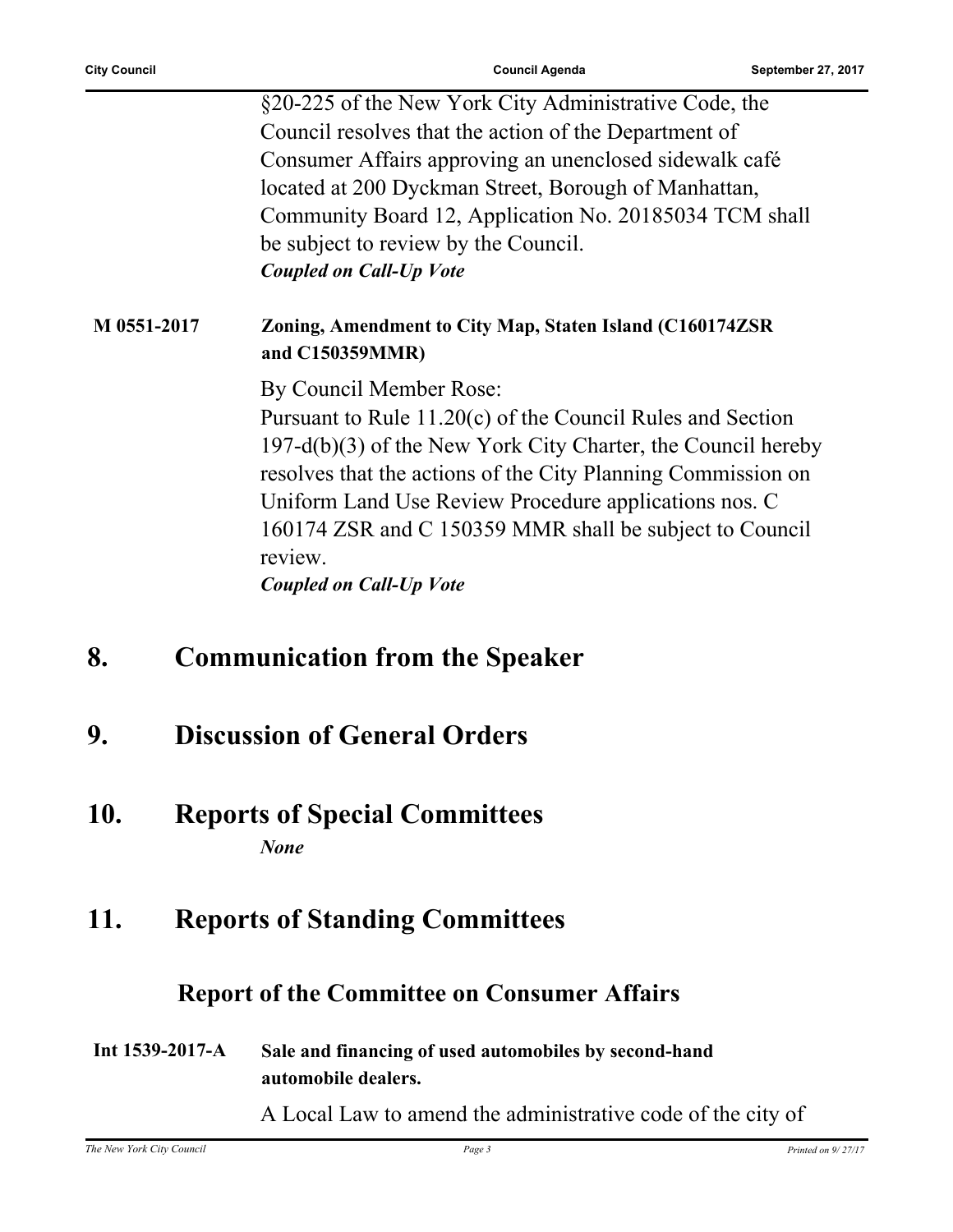§20-225 of the New York City Administrative Code, the Council resolves that the action of the Department of Consumer Affairs approving an unenclosed sidewalk café located at 200 Dyckman Street, Borough of Manhattan, Community Board 12, Application No. 20185034 TCM shall be subject to review by the Council.

***Coupled on Call-Up Vote***

**M 0551-2017** **Zoning, Amendment to City Map, Staten Island (C160174ZSR and C150359MMR)**

By Council Member Rose:

Pursuant to Rule 11.20(c) of the Council Rules and Section 197-d(b)(3) of the New York City Charter, the Council hereby resolves that the actions of the City Planning Commission on Uniform Land Use Review Procedure applications nos. C 160174 ZSR and C 150359 MMR shall be subject to Council review.

***Coupled on Call-Up Vote***

# 8. Communication from the Speaker

# 9. Discussion of General Orders

# 10. Reports of Special Committees

***None***

# 11. Reports of Standing Committees

## Report of the Committee on Consumer Affairs

**Int 1539-2017-A** **Sale and financing of used automobiles by second-hand automobile dealers.**

A Local Law to amend the administrative code of the city of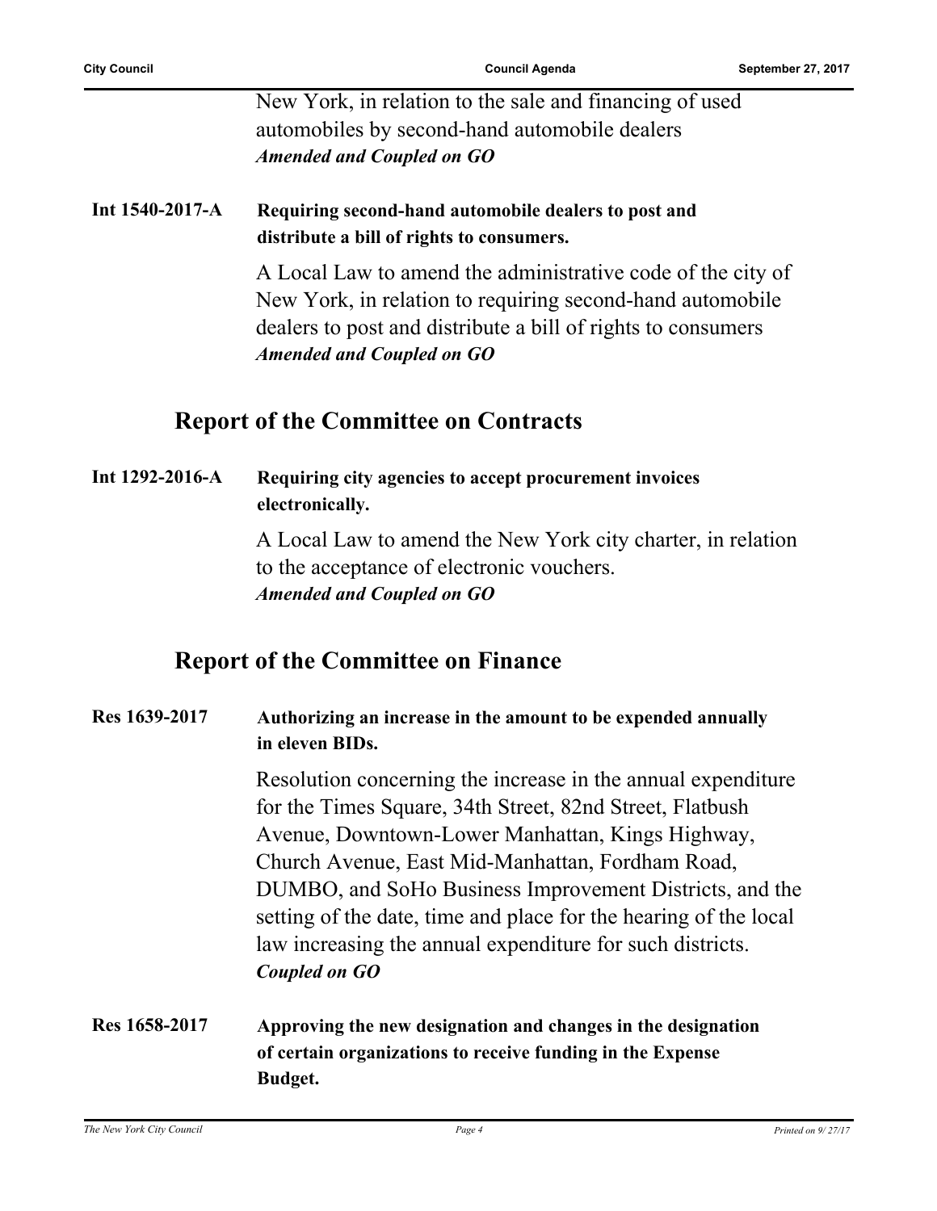New York, in relation to the sale and financing of used automobiles by second-hand automobile dealers
***Amended and Coupled on GO***

**Int 1540-2017-A** **Requiring second-hand automobile dealers to post and distribute a bill of rights to consumers.**

A Local Law to amend the administrative code of the city of New York, in relation to requiring second-hand automobile dealers to post and distribute a bill of rights to consumers
***Amended and Coupled on GO***

## Report of the Committee on Contracts

**Int 1292-2016-A** **Requiring city agencies to accept procurement invoices electronically.**

A Local Law to amend the New York city charter, in relation to the acceptance of electronic vouchers.
***Amended and Coupled on GO***

## Report of the Committee on Finance

**Res 1639-2017** **Authorizing an increase in the amount to be expended annually in eleven BIDs.**

Resolution concerning the increase in the annual expenditure for the Times Square, 34th Street, 82nd Street, Flatbush Avenue, Downtown-Lower Manhattan, Kings Highway, Church Avenue, East Mid-Manhattan, Fordham Road, DUMBO, and SoHo Business Improvement Districts, and the setting of the date, time and place for the hearing of the local law increasing the annual expenditure for such districts.
***Coupled on GO***

**Res 1658-2017** **Approving the new designation and changes in the designation of certain organizations to receive funding in the Expense Budget.**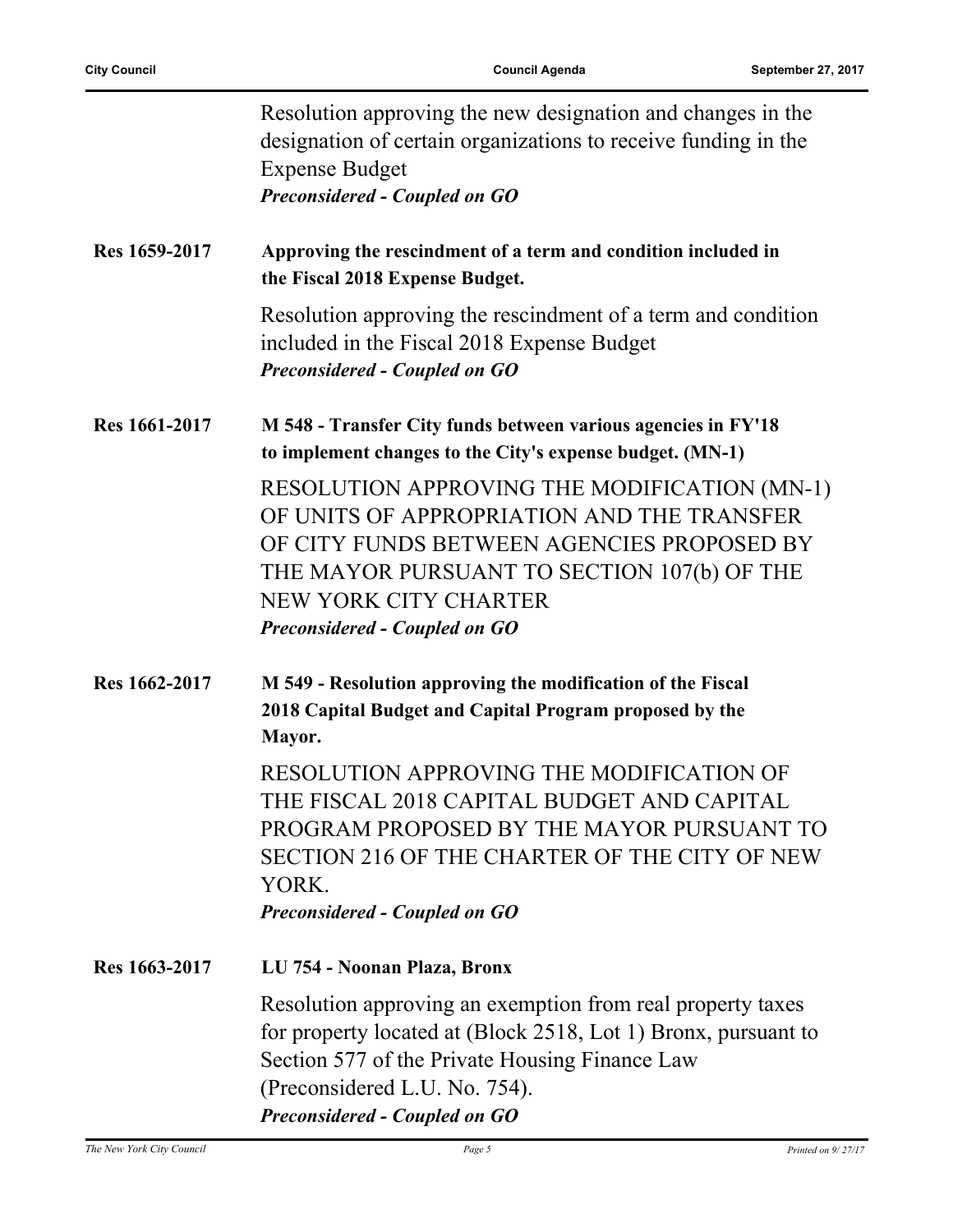Resolution approving the new designation and changes in the designation of certain organizations to receive funding in the Expense Budget
***Preconsidered - Coupled on GO***

**Res 1659-2017** **Approving the rescindment of a term and condition included in the Fiscal 2018 Expense Budget.**

Resolution approving the rescindment of a term and condition included in the Fiscal 2018 Expense Budget
***Preconsidered - Coupled on GO***

**Res 1661-2017** **M 548 - Transfer City funds between various agencies in FY'18 to implement changes to the City's expense budget. (MN-1)**

RESOLUTION APPROVING THE MODIFICATION (MN-1) OF UNITS OF APPROPRIATION AND THE TRANSFER OF CITY FUNDS BETWEEN AGENCIES PROPOSED BY THE MAYOR PURSUANT TO SECTION 107(b) OF THE NEW YORK CITY CHARTER
***Preconsidered - Coupled on GO***

**Res 1662-2017** **M 549 - Resolution approving the modification of the Fiscal 2018 Capital Budget and Capital Program proposed by the Mayor.**

RESOLUTION APPROVING THE MODIFICATION OF THE FISCAL 2018 CAPITAL BUDGET AND CAPITAL PROGRAM PROPOSED BY THE MAYOR PURSUANT TO SECTION 216 OF THE CHARTER OF THE CITY OF NEW YORK.
***Preconsidered - Coupled on GO***

**Res 1663-2017** **LU 754 - Noonan Plaza, Bronx**

Resolution approving an exemption from real property taxes for property located at (Block 2518, Lot 1) Bronx, pursuant to Section 577 of the Private Housing Finance Law (Preconsidered L.U. No. 754).
***Preconsidered - Coupled on GO***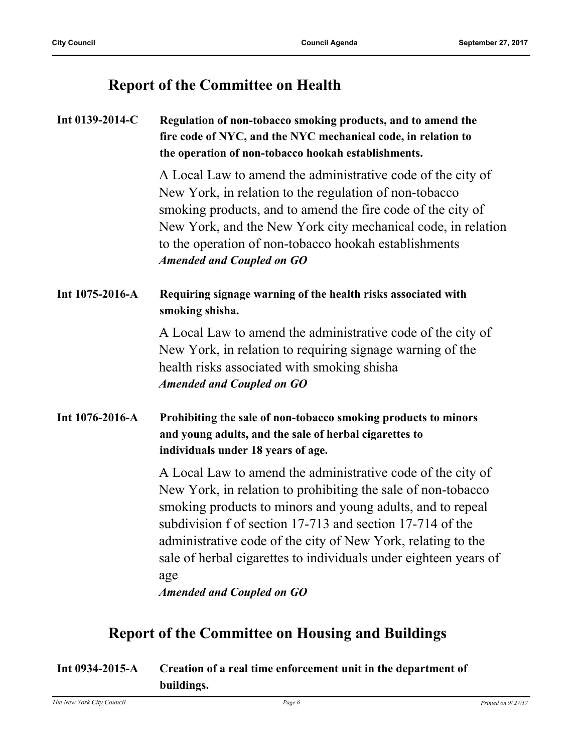## Report of the Committee on Health

**Int 0139-2014-C** **Regulation of non-tobacco smoking products, and to amend the fire code of NYC, and the NYC mechanical code, in relation to the operation of non-tobacco hookah establishments.**

A Local Law to amend the administrative code of the city of New York, in relation to the regulation of non-tobacco smoking products, and to amend the fire code of the city of New York, and the New York city mechanical code, in relation to the operation of non-tobacco hookah establishments
***Amended and Coupled on GO***

**Int 1075-2016-A** **Requiring signage warning of the health risks associated with smoking shisha.**

A Local Law to amend the administrative code of the city of New York, in relation to requiring signage warning of the health risks associated with smoking shisha
***Amended and Coupled on GO***

**Int 1076-2016-A** **Prohibiting the sale of non-tobacco smoking products to minors and young adults, and the sale of herbal cigarettes to individuals under 18 years of age.**

A Local Law to amend the administrative code of the city of New York, in relation to prohibiting the sale of non-tobacco smoking products to minors and young adults, and to repeal subdivision f of section 17-713 and section 17-714 of the administrative code of the city of New York, relating to the sale of herbal cigarettes to individuals under eighteen years of age
***Amended and Coupled on GO***

## Report of the Committee on Housing and Buildings

**Int 0934-2015-A** **Creation of a real time enforcement unit in the department of buildings.**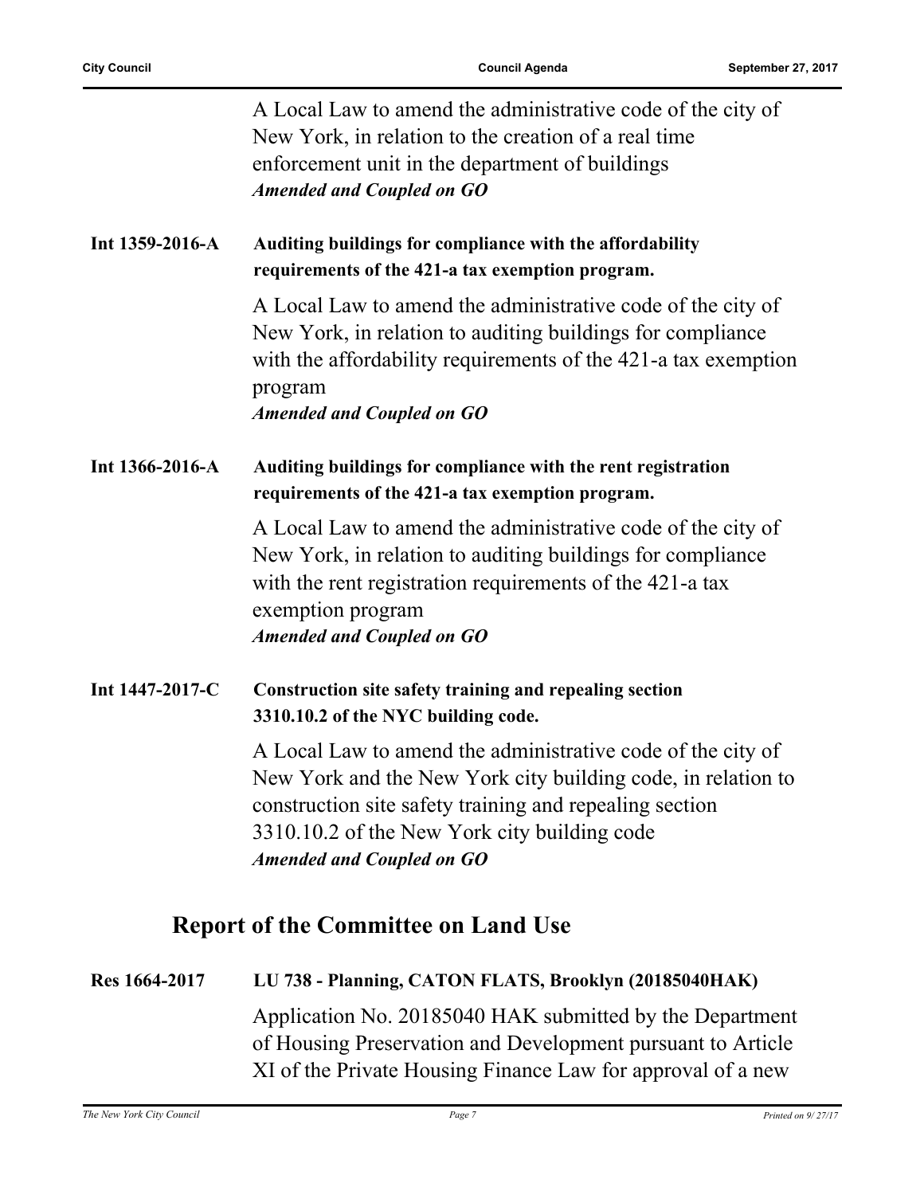A Local Law to amend the administrative code of the city of New York, in relation to the creation of a real time enforcement unit in the department of buildings

***Amended and Coupled on GO***

**Int 1359-2016-A** **Auditing buildings for compliance with the affordability requirements of the 421-a tax exemption program.**

A Local Law to amend the administrative code of the city of New York, in relation to auditing buildings for compliance with the affordability requirements of the 421-a tax exemption program

***Amended and Coupled on GO***

**Int 1366-2016-A** **Auditing buildings for compliance with the rent registration requirements of the 421-a tax exemption program.**

A Local Law to amend the administrative code of the city of New York, in relation to auditing buildings for compliance with the rent registration requirements of the 421-a tax exemption program

***Amended and Coupled on GO***

**Int 1447-2017-C** **Construction site safety training and repealing section 3310.10.2 of the NYC building code.**

A Local Law to amend the administrative code of the city of New York and the New York city building code, in relation to construction site safety training and repealing section 3310.10.2 of the New York city building code

***Amended and Coupled on GO***

## Report of the Committee on Land Use

**Res 1664-2017** **LU 738 - Planning, CATON FLATS, Brooklyn (20185040HAK)**

Application No. 20185040 HAK submitted by the Department of Housing Preservation and Development pursuant to Article XI of the Private Housing Finance Law for approval of a new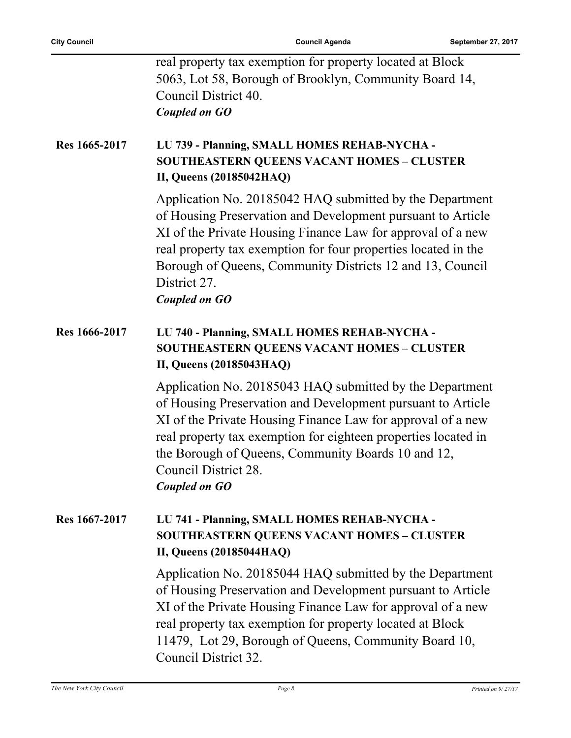real property tax exemption for property located at Block 5063, Lot 58, Borough of Brooklyn, Community Board 14, Council District 40.

***Coupled on GO***

**Res 1665-2017** **LU 739 - Planning, SMALL HOMES REHAB-NYCHA - SOUTHEASTERN QUEENS VACANT HOMES – CLUSTER II, Queens (20185042HAQ)**

Application No. 20185042 HAQ submitted by the Department of Housing Preservation and Development pursuant to Article XI of the Private Housing Finance Law for approval of a new real property tax exemption for four properties located in the Borough of Queens, Community Districts 12 and 13, Council District 27.

***Coupled on GO***

**Res 1666-2017** **LU 740 - Planning, SMALL HOMES REHAB-NYCHA - SOUTHEASTERN QUEENS VACANT HOMES – CLUSTER II, Queens (20185043HAQ)**

Application No. 20185043 HAQ submitted by the Department of Housing Preservation and Development pursuant to Article XI of the Private Housing Finance Law for approval of a new real property tax exemption for eighteen properties located in the Borough of Queens, Community Boards 10 and 12, Council District 28.

***Coupled on GO***

**Res 1667-2017** **LU 741 - Planning, SMALL HOMES REHAB-NYCHA - SOUTHEASTERN QUEENS VACANT HOMES – CLUSTER II, Queens (20185044HAQ)**

Application No. 20185044 HAQ submitted by the Department of Housing Preservation and Development pursuant to Article XI of the Private Housing Finance Law for approval of a new real property tax exemption for property located at Block 11479, Lot 29, Borough of Queens, Community Board 10, Council District 32.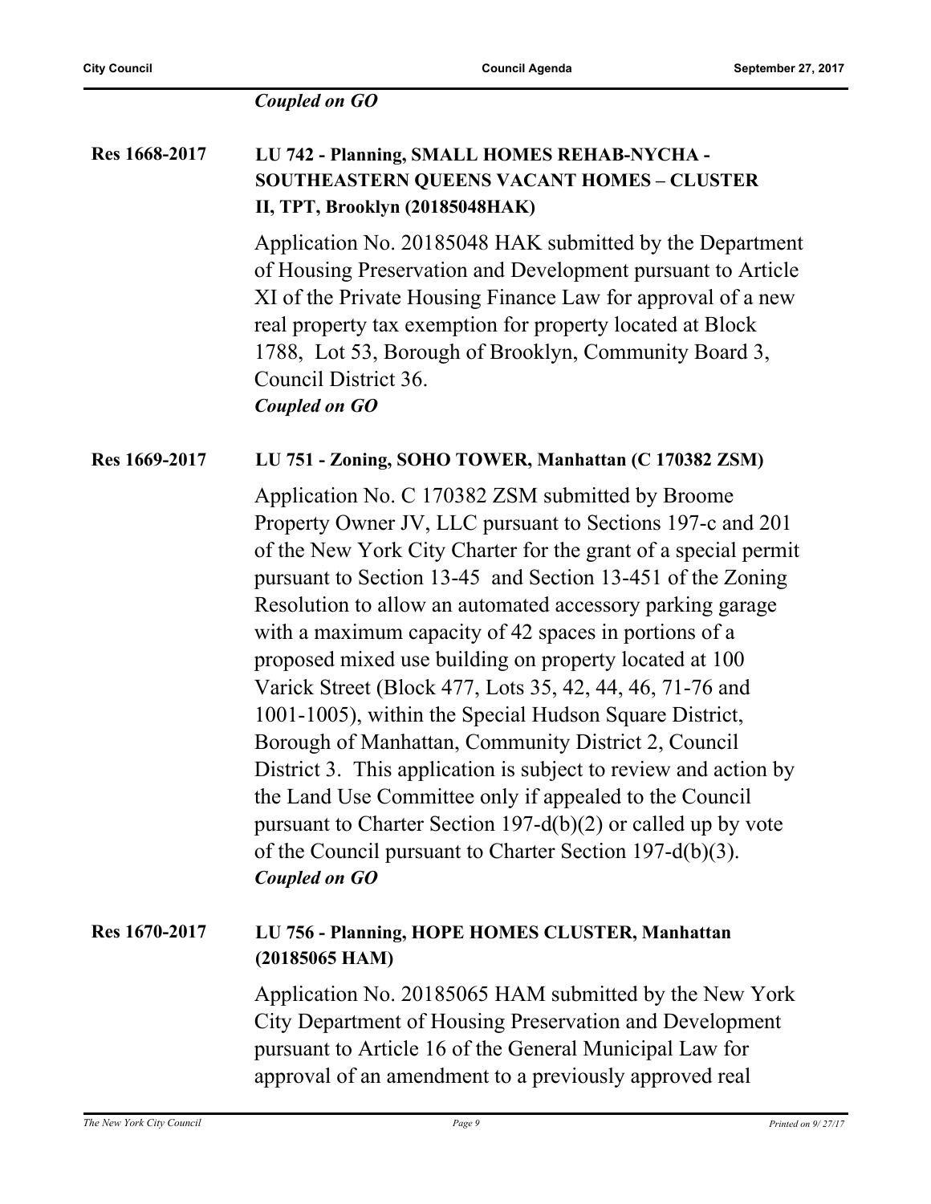*Coupled on GO*

**Res 1668-2017** **LU 742 - Planning, SMALL HOMES REHAB-NYCHA - SOUTHEASTERN QUEENS VACANT HOMES – CLUSTER II, TPT, Brooklyn (20185048HAK)**

Application No. 20185048 HAK submitted by the Department of Housing Preservation and Development pursuant to Article XI of the Private Housing Finance Law for approval of a new real property tax exemption for property located at Block 1788, Lot 53, Borough of Brooklyn, Community Board 3, Council District 36.
*Coupled on GO*

**Res 1669-2017** **LU 751 - Zoning, SOHO TOWER, Manhattan (C 170382 ZSM)**

Application No. C 170382 ZSM submitted by Broome Property Owner JV, LLC pursuant to Sections 197-c and 201 of the New York City Charter for the grant of a special permit pursuant to Section 13-45 and Section 13-451 of the Zoning Resolution to allow an automated accessory parking garage with a maximum capacity of 42 spaces in portions of a proposed mixed use building on property located at 100 Varick Street (Block 477, Lots 35, 42, 44, 46, 71-76 and 1001-1005), within the Special Hudson Square District, Borough of Manhattan, Community District 2, Council District 3. This application is subject to review and action by the Land Use Committee only if appealed to the Council pursuant to Charter Section 197-d(b)(2) or called up by vote of the Council pursuant to Charter Section 197-d(b)(3).
*Coupled on GO*

**Res 1670-2017** **LU 756 - Planning, HOPE HOMES CLUSTER, Manhattan (20185065 HAM)**

Application No. 20185065 HAM submitted by the New York City Department of Housing Preservation and Development pursuant to Article 16 of the General Municipal Law for approval of an amendment to a previously approved real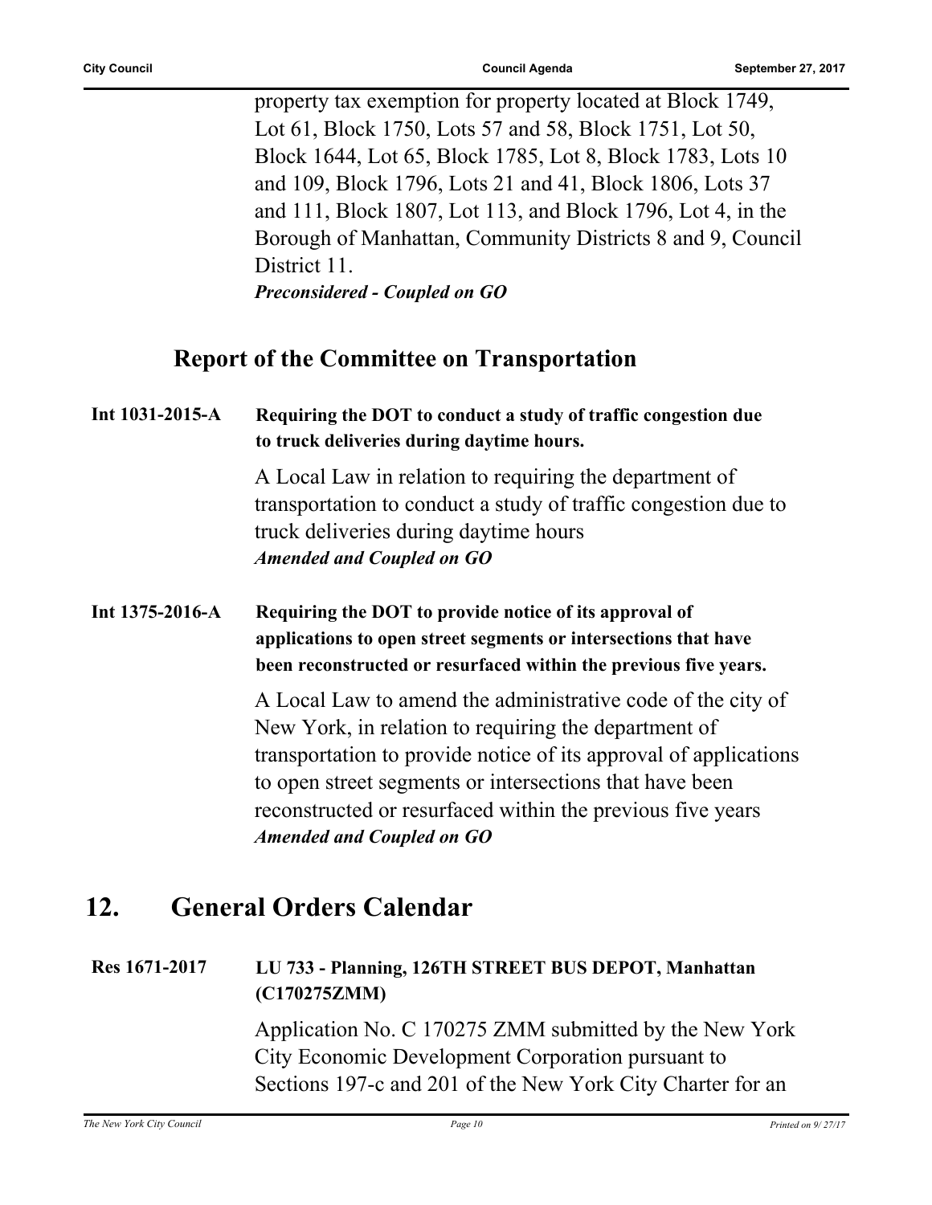property tax exemption for property located at Block 1749, Lot 61, Block 1750, Lots 57 and 58, Block 1751, Lot 50, Block 1644, Lot 65, Block 1785, Lot 8, Block 1783, Lots 10 and 109, Block 1796, Lots 21 and 41, Block 1806, Lots 37 and 111, Block 1807, Lot 113, and Block 1796, Lot 4, in the Borough of Manhattan, Community Districts 8 and 9, Council District 11.

***Preconsidered - Coupled on GO***

## Report of the Committee on Transportation

**Int 1031-2015-A** **Requiring the DOT to conduct a study of traffic congestion due to truck deliveries during daytime hours.**

A Local Law in relation to requiring the department of transportation to conduct a study of traffic congestion due to truck deliveries during daytime hours

***Amended and Coupled on GO***

**Int 1375-2016-A** **Requiring the DOT to provide notice of its approval of applications to open street segments or intersections that have been reconstructed or resurfaced within the previous five years.**

A Local Law to amend the administrative code of the city of New York, in relation to requiring the department of transportation to provide notice of its approval of applications to open street segments or intersections that have been reconstructed or resurfaced within the previous five years

***Amended and Coupled on GO***

# 12. General Orders Calendar

**Res 1671-2017** **LU 733 - Planning, 126TH STREET BUS DEPOT, Manhattan (C170275ZMM)**

Application No. C 170275 ZMM submitted by the New York City Economic Development Corporation pursuant to Sections 197-c and 201 of the New York City Charter for an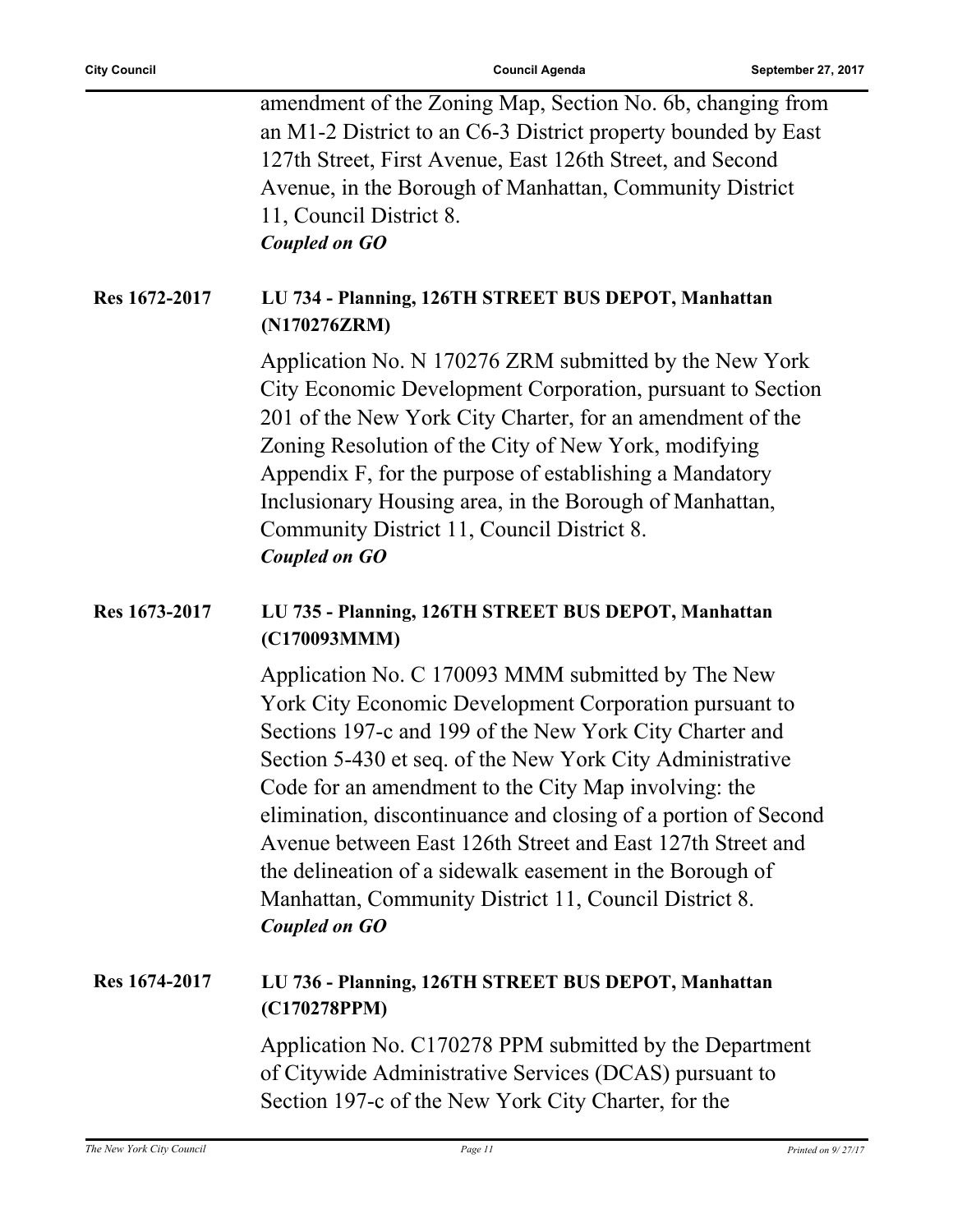amendment of the Zoning Map, Section No. 6b, changing from an M1-2 District to an C6-3 District property bounded by East 127th Street, First Avenue, East 126th Street, and Second Avenue, in the Borough of Manhattan, Community District 11, Council District 8.

***Coupled on GO***

**Res 1672-2017** **LU 734 - Planning, 126TH STREET BUS DEPOT, Manhattan (N170276ZRM)**

Application No. N 170276 ZRM submitted by the New York City Economic Development Corporation, pursuant to Section 201 of the New York City Charter, for an amendment of the Zoning Resolution of the City of New York, modifying Appendix F, for the purpose of establishing a Mandatory Inclusionary Housing area, in the Borough of Manhattan, Community District 11, Council District 8.

***Coupled on GO***

**Res 1673-2017** **LU 735 - Planning, 126TH STREET BUS DEPOT, Manhattan (C170093MMM)**

Application No. C 170093 MMM submitted by The New York City Economic Development Corporation pursuant to Sections 197-c and 199 of the New York City Charter and Section 5-430 et seq. of the New York City Administrative Code for an amendment to the City Map involving: the elimination, discontinuance and closing of a portion of Second Avenue between East 126th Street and East 127th Street and the delineation of a sidewalk easement in the Borough of Manhattan, Community District 11, Council District 8.

***Coupled on GO***

**Res 1674-2017** **LU 736 - Planning, 126TH STREET BUS DEPOT, Manhattan (C170278PPM)**

Application No. C170278 PPM submitted by the Department of Citywide Administrative Services (DCAS) pursuant to Section 197-c of the New York City Charter, for the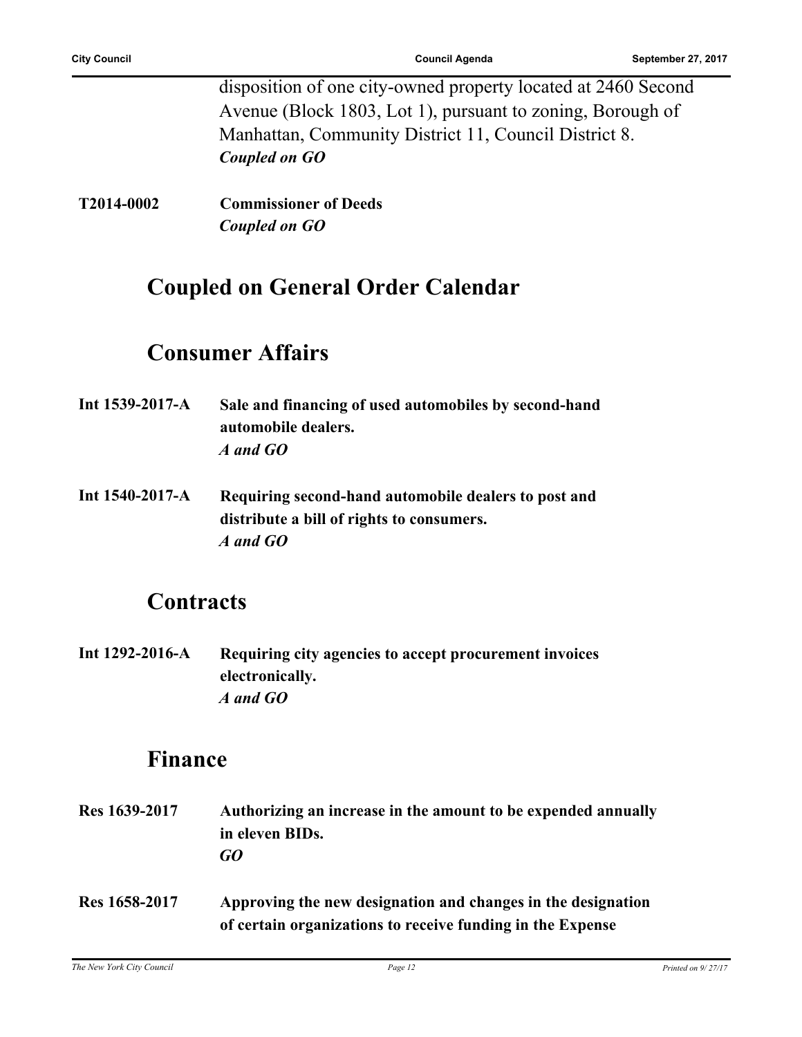disposition of one city-owned property located at 2460 Second Avenue (Block 1803, Lot 1), pursuant to zoning, Borough of Manhattan, Community District 11, Council District 8.
***Coupled on GO***

**T2014-0002** **Commissioner of Deeds**
***Coupled on GO***

## Coupled on General Order Calendar

## Consumer Affairs

**Int 1539-2017-A** **Sale and financing of used automobiles by second-hand automobile dealers.**
***A and GO***

**Int 1540-2017-A** **Requiring second-hand automobile dealers to post and distribute a bill of rights to consumers.**
***A and GO***

## Contracts

**Int 1292-2016-A** **Requiring city agencies to accept procurement invoices electronically.**
***A and GO***

## Finance

**Res 1639-2017** **Authorizing an increase in the amount to be expended annually in eleven BIDs.**
***GO***

**Res 1658-2017** **Approving the new designation and changes in the designation of certain organizations to receive funding in the Expense**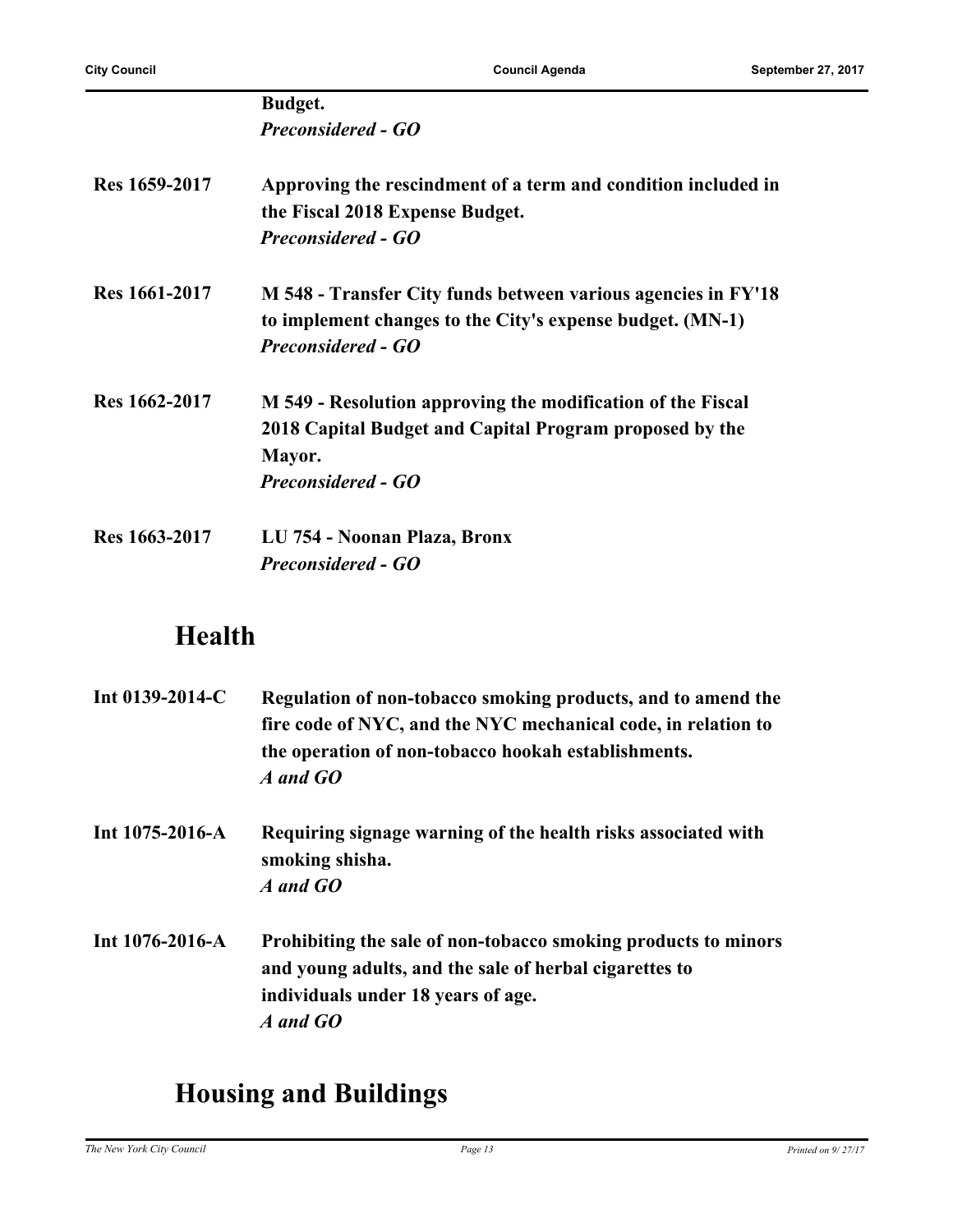| | |
|---|---|
| | **Budget.**<br>***Preconsidered - GO*** |
| **Res 1659-2017** | **Approving the rescindment of a term and condition included in the Fiscal 2018 Expense Budget.**<br>***Preconsidered - GO*** |
| **Res 1661-2017** | **M 548 - Transfer City funds between various agencies in FY'18 to implement changes to the City's expense budget. (MN-1)**<br>***Preconsidered - GO*** |
| **Res 1662-2017** | **M 549 - Resolution approving the modification of the Fiscal 2018 Capital Budget and Capital Program proposed by the Mayor.**<br>***Preconsidered - GO*** |
| **Res 1663-2017** | **LU 754 - Noonan Plaza, Bronx**<br>***Preconsidered - GO*** |

## Health

| | |
|---|---|
| **Int 0139-2014-C** | **Regulation of non-tobacco smoking products, and to amend the fire code of NYC, and the NYC mechanical code, in relation to the operation of non-tobacco hookah establishments.**<br>***A and GO*** |
| **Int 1075-2016-A** | **Requiring signage warning of the health risks associated with smoking shisha.**<br>***A and GO*** |
| **Int 1076-2016-A** | **Prohibiting the sale of non-tobacco smoking products to minors and young adults, and the sale of herbal cigarettes to individuals under 18 years of age.**<br>***A and GO*** |

## Housing and Buildings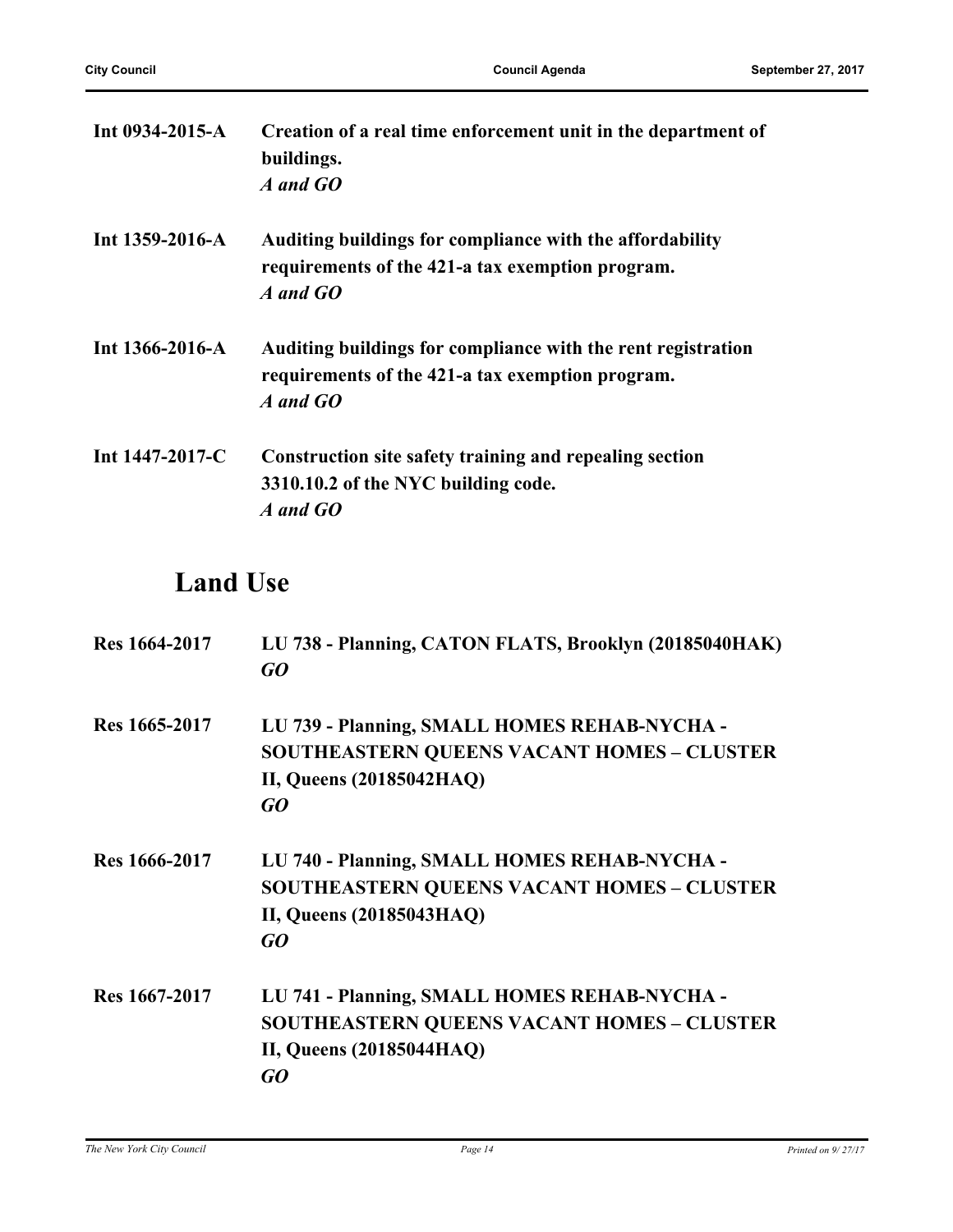**Int 0934-2015-A** **Creation of a real time enforcement unit in the department of buildings.**
***A and GO***

**Int 1359-2016-A** **Auditing buildings for compliance with the affordability requirements of the 421-a tax exemption program.**
***A and GO***

**Int 1366-2016-A** **Auditing buildings for compliance with the rent registration requirements of the 421-a tax exemption program.**
***A and GO***

**Int 1447-2017-C** **Construction site safety training and repealing section 3310.10.2 of the NYC building code.**
***A and GO***

## Land Use

**Res 1664-2017** **LU 738 - Planning, CATON FLATS, Brooklyn (20185040HAK)**
***GO***

**Res 1665-2017** **LU 739 - Planning, SMALL HOMES REHAB-NYCHA - SOUTHEASTERN QUEENS VACANT HOMES – CLUSTER II, Queens (20185042HAQ)**
***GO***

**Res 1666-2017** **LU 740 - Planning, SMALL HOMES REHAB-NYCHA - SOUTHEASTERN QUEENS VACANT HOMES – CLUSTER II, Queens (20185043HAQ)**
***GO***

**Res 1667-2017** **LU 741 - Planning, SMALL HOMES REHAB-NYCHA - SOUTHEASTERN QUEENS VACANT HOMES – CLUSTER II, Queens (20185044HAQ)**
***GO***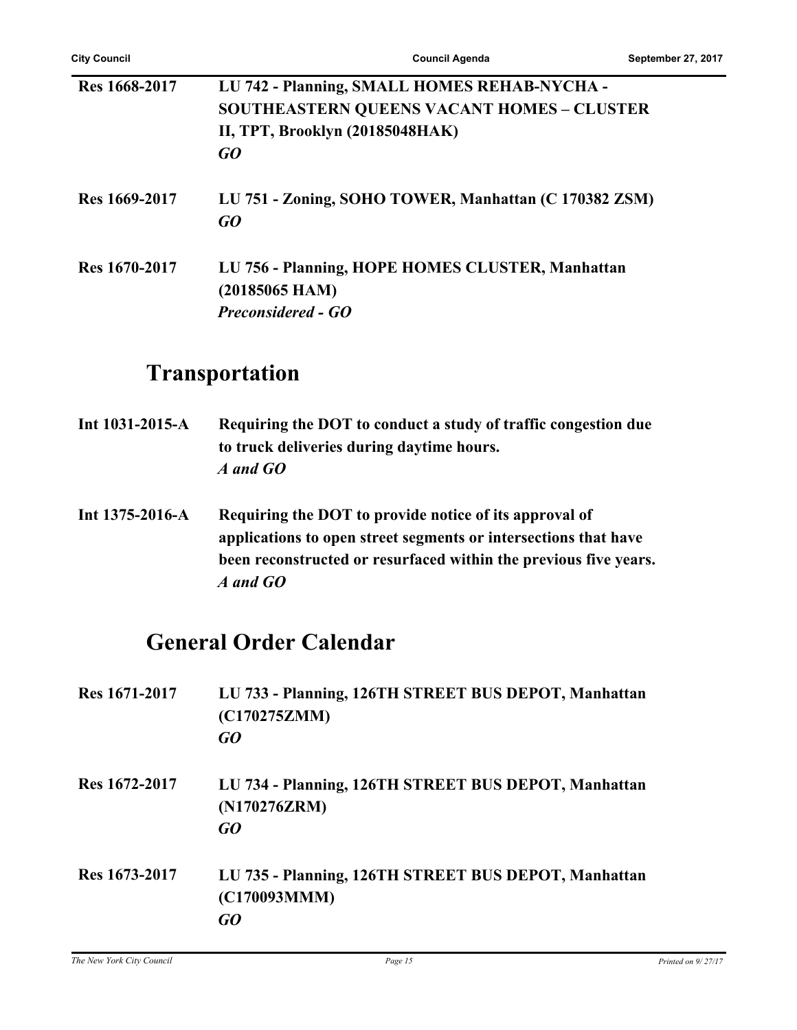| | |
|---|---|
| **Res 1668-2017** | **LU 742 - Planning, SMALL HOMES REHAB-NYCHA - SOUTHEASTERN QUEENS VACANT HOMES – CLUSTER II, TPT, Brooklyn (20185048HAK)**<br>***GO*** |
| **Res 1669-2017** | **LU 751 - Zoning, SOHO TOWER, Manhattan (C 170382 ZSM)**<br>***GO*** |
| **Res 1670-2017** | **LU 756 - Planning, HOPE HOMES CLUSTER, Manhattan (20185065 HAM)**<br>***Preconsidered - GO*** |

## Transportation

| | |
|---|---|
| **Int 1031-2015-A** | **Requiring the DOT to conduct a study of traffic congestion due to truck deliveries during daytime hours.**<br>***A and GO*** |
| **Int 1375-2016-A** | **Requiring the DOT to provide notice of its approval of applications to open street segments or intersections that have been reconstructed or resurfaced within the previous five years.**<br>***A and GO*** |

## General Order Calendar

| | |
|---|---|
| **Res 1671-2017** | **LU 733 - Planning, 126TH STREET BUS DEPOT, Manhattan (C170275ZMM)**<br>***GO*** |
| **Res 1672-2017** | **LU 734 - Planning, 126TH STREET BUS DEPOT, Manhattan (N170276ZRM)**<br>***GO*** |
| **Res 1673-2017** | **LU 735 - Planning, 126TH STREET BUS DEPOT, Manhattan (C170093MMM)**<br>***GO*** |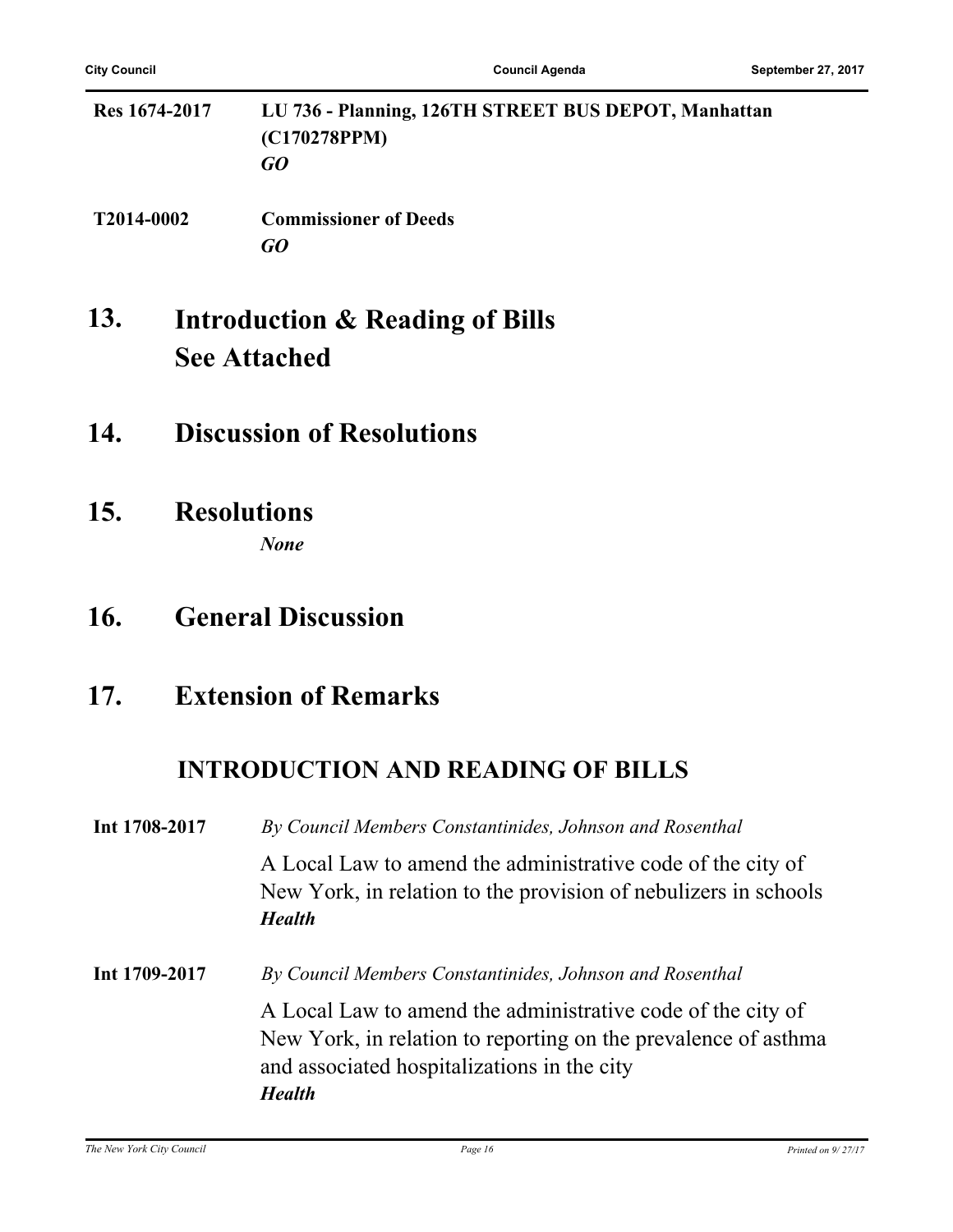**Res 1674-2017** **LU 736 - Planning, 126TH STREET BUS DEPOT, Manhattan (C170278PPM)**
***GO***

**T2014-0002** **Commissioner of Deeds**
***GO***

## 13. Introduction & Reading of Bills
## See Attached

## 14. Discussion of Resolutions

## 15. Resolutions

***None***

## 16. General Discussion

## 17. Extension of Remarks

## INTRODUCTION AND READING OF BILLS

**Int 1708-2017** *By Council Members Constantinides, Johnson and Rosenthal*

A Local Law to amend the administrative code of the city of New York, in relation to the provision of nebulizers in schools
***Health***

**Int 1709-2017** *By Council Members Constantinides, Johnson and Rosenthal*

A Local Law to amend the administrative code of the city of New York, in relation to reporting on the prevalence of asthma and associated hospitalizations in the city
***Health***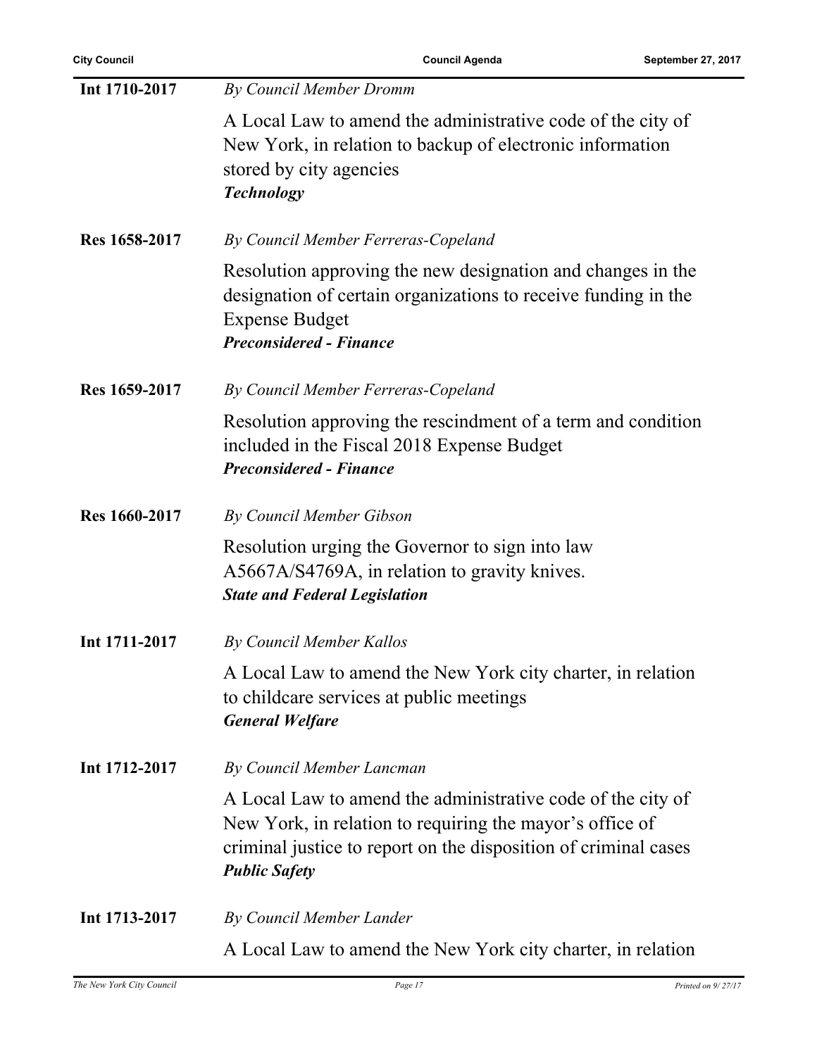| | |
|---|---|
| **Int 1710-2017** | *By Council Member Dromm* |
| | A Local Law to amend the administrative code of the city of New York, in relation to backup of electronic information stored by city agencies<br>***Technology*** |
| **Res 1658-2017** | *By Council Member Ferreras-Copeland* |
| | Resolution approving the new designation and changes in the designation of certain organizations to receive funding in the Expense Budget<br>***Preconsidered - Finance*** |
| **Res 1659-2017** | *By Council Member Ferreras-Copeland* |
| | Resolution approving the rescindment of a term and condition included in the Fiscal 2018 Expense Budget<br>***Preconsidered - Finance*** |
| **Res 1660-2017** | *By Council Member Gibson* |
| | Resolution urging the Governor to sign into law A5667A/S4769A, in relation to gravity knives.<br>***State and Federal Legislation*** |
| **Int 1711-2017** | *By Council Member Kallos* |
| | A Local Law to amend the New York city charter, in relation to childcare services at public meetings<br>***General Welfare*** |
| **Int 1712-2017** | *By Council Member Lancman* |
| | A Local Law to amend the administrative code of the city of New York, in relation to requiring the mayor's office of criminal justice to report on the disposition of criminal cases<br>***Public Safety*** |
| **Int 1713-2017** | *By Council Member Lander* |
| | A Local Law to amend the New York city charter, in relation |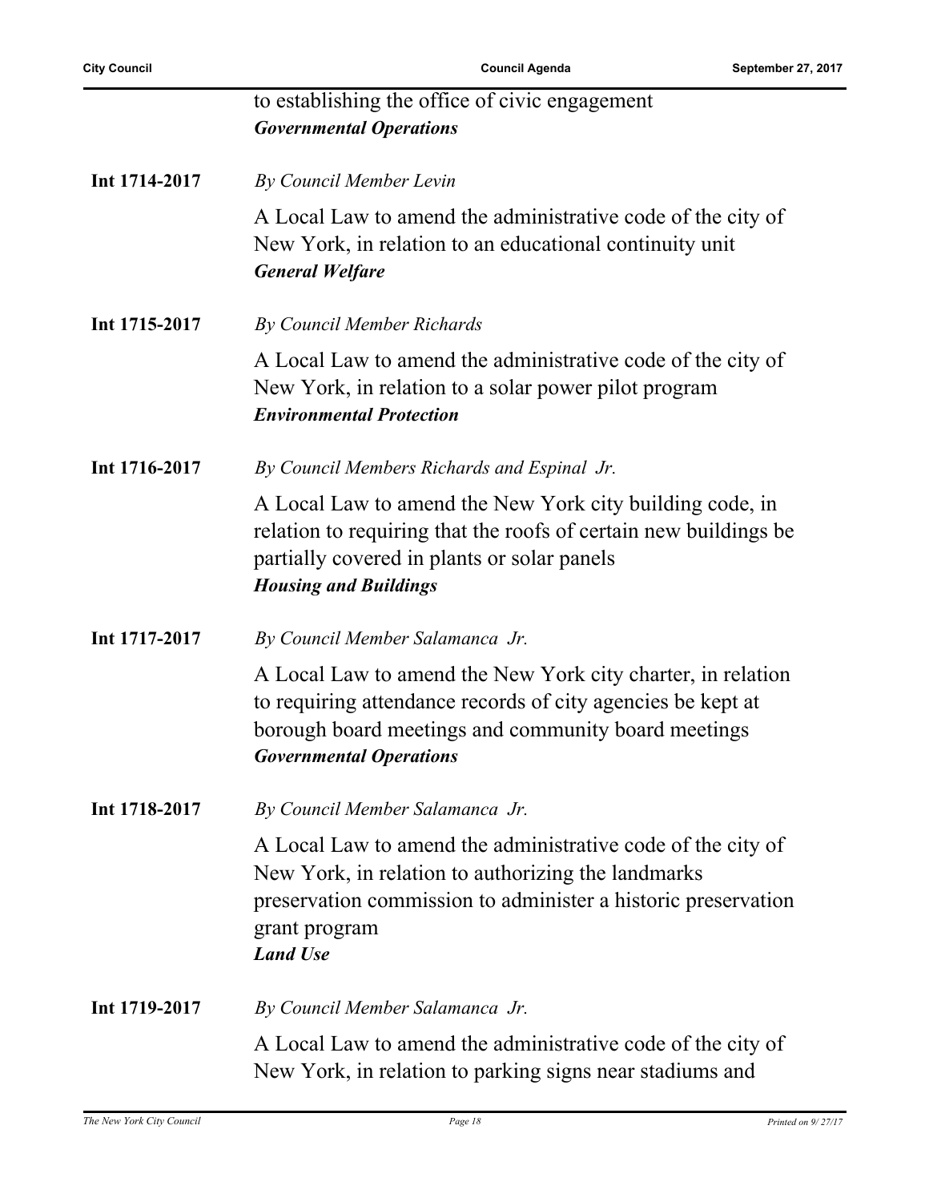to establishing the office of civic engagement
***Governmental Operations***

**Int 1714-2017** *By Council Member Levin*

A Local Law to amend the administrative code of the city of New York, in relation to an educational continuity unit
***General Welfare***

**Int 1715-2017** *By Council Member Richards*

A Local Law to amend the administrative code of the city of New York, in relation to a solar power pilot program
***Environmental Protection***

**Int 1716-2017** *By Council Members Richards and Espinal Jr.*

A Local Law to amend the New York city building code, in relation to requiring that the roofs of certain new buildings be partially covered in plants or solar panels
***Housing and Buildings***

**Int 1717-2017** *By Council Member Salamanca Jr.*

A Local Law to amend the New York city charter, in relation to requiring attendance records of city agencies be kept at borough board meetings and community board meetings
***Governmental Operations***

**Int 1718-2017** *By Council Member Salamanca Jr.*

A Local Law to amend the administrative code of the city of New York, in relation to authorizing the landmarks preservation commission to administer a historic preservation grant program
***Land Use***

**Int 1719-2017** *By Council Member Salamanca Jr.*

A Local Law to amend the administrative code of the city of New York, in relation to parking signs near stadiums and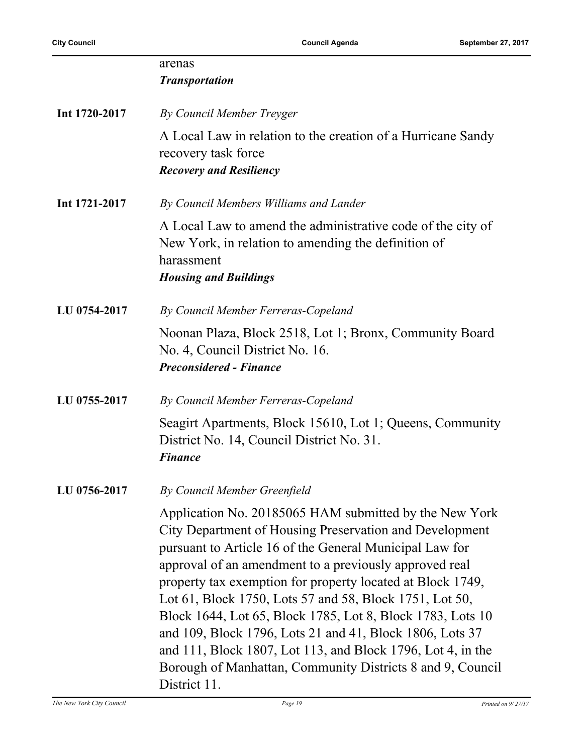arenas
***Transportation***

**Int 1720-2017** *By Council Member Treyger*

A Local Law in relation to the creation of a Hurricane Sandy recovery task force
***Recovery and Resiliency***

**Int 1721-2017** *By Council Members Williams and Lander*

A Local Law to amend the administrative code of the city of New York, in relation to amending the definition of harassment
***Housing and Buildings***

**LU 0754-2017** *By Council Member Ferreras-Copeland*

Noonan Plaza, Block 2518, Lot 1; Bronx, Community Board No. 4, Council District No. 16.
***Preconsidered - Finance***

**LU 0755-2017** *By Council Member Ferreras-Copeland*

Seagirt Apartments, Block 15610, Lot 1; Queens, Community District No. 14, Council District No. 31.
***Finance***

**LU 0756-2017** *By Council Member Greenfield*

Application No. 20185065 HAM submitted by the New York City Department of Housing Preservation and Development pursuant to Article 16 of the General Municipal Law for approval of an amendment to a previously approved real property tax exemption for property located at Block 1749, Lot 61, Block 1750, Lots 57 and 58, Block 1751, Lot 50, Block 1644, Lot 65, Block 1785, Lot 8, Block 1783, Lots 10 and 109, Block 1796, Lots 21 and 41, Block 1806, Lots 37 and 111, Block 1807, Lot 113, and Block 1796, Lot 4, in the Borough of Manhattan, Community Districts 8 and 9, Council District 11.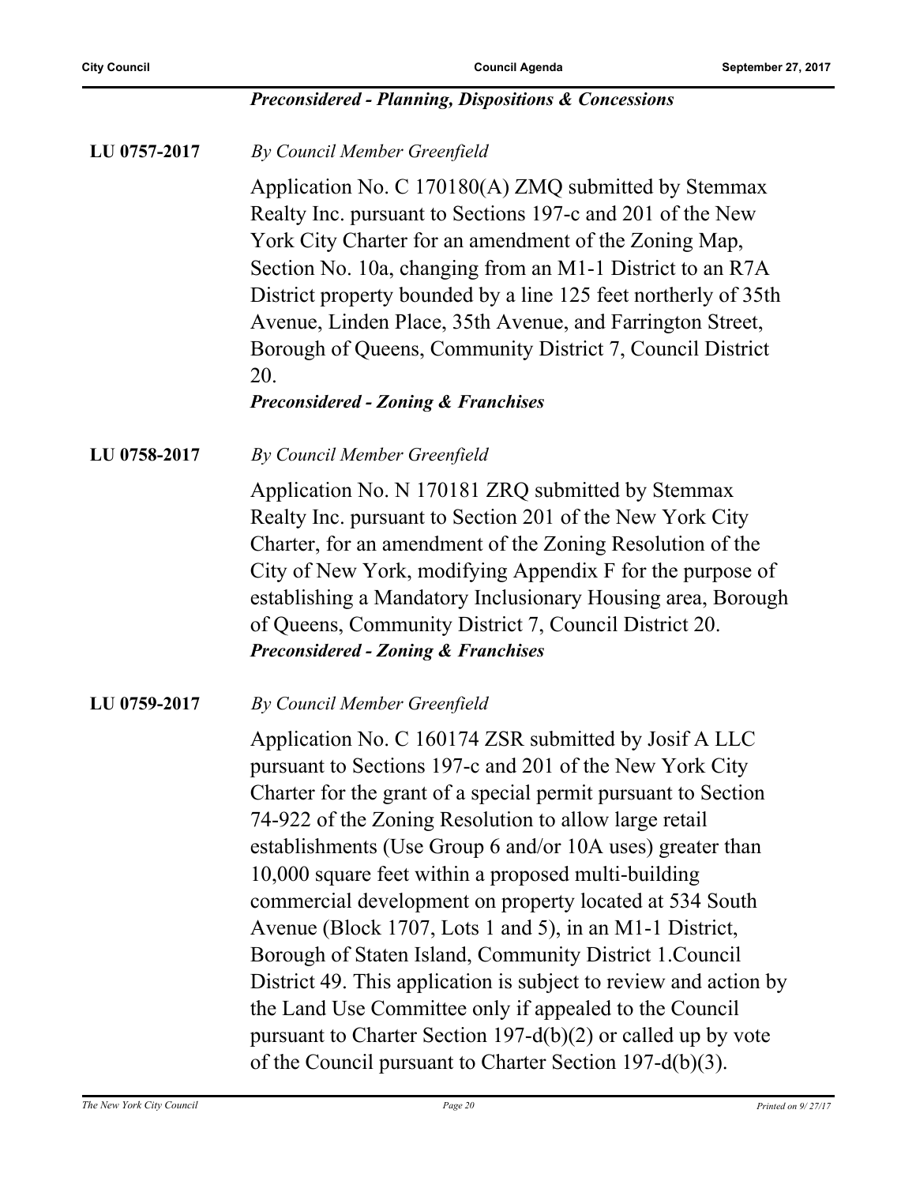*Preconsidered - Planning, Dispositions & Concessions*

**LU 0757-2017** *By Council Member Greenfield*

Application No. C 170180(A) ZMQ submitted by Stemmax Realty Inc. pursuant to Sections 197-c and 201 of the New York City Charter for an amendment of the Zoning Map, Section No. 10a, changing from an M1-1 District to an R7A District property bounded by a line 125 feet northerly of 35th Avenue, Linden Place, 35th Avenue, and Farrington Street, Borough of Queens, Community District 7, Council District 20.

***Preconsidered - Zoning & Franchises***

**LU 0758-2017** *By Council Member Greenfield*

Application No. N 170181 ZRQ submitted by Stemmax Realty Inc. pursuant to Section 201 of the New York City Charter, for an amendment of the Zoning Resolution of the City of New York, modifying Appendix F for the purpose of establishing a Mandatory Inclusionary Housing area, Borough of Queens, Community District 7, Council District 20.

***Preconsidered - Zoning & Franchises***

**LU 0759-2017** *By Council Member Greenfield*

Application No. C 160174 ZSR submitted by Josif A LLC pursuant to Sections 197-c and 201 of the New York City Charter for the grant of a special permit pursuant to Section 74-922 of the Zoning Resolution to allow large retail establishments (Use Group 6 and/or 10A uses) greater than 10,000 square feet within a proposed multi-building commercial development on property located at 534 South Avenue (Block 1707, Lots 1 and 5), in an M1-1 District, Borough of Staten Island, Community District 1.Council District 49. This application is subject to review and action by the Land Use Committee only if appealed to the Council pursuant to Charter Section 197-d(b)(2) or called up by vote of the Council pursuant to Charter Section 197-d(b)(3).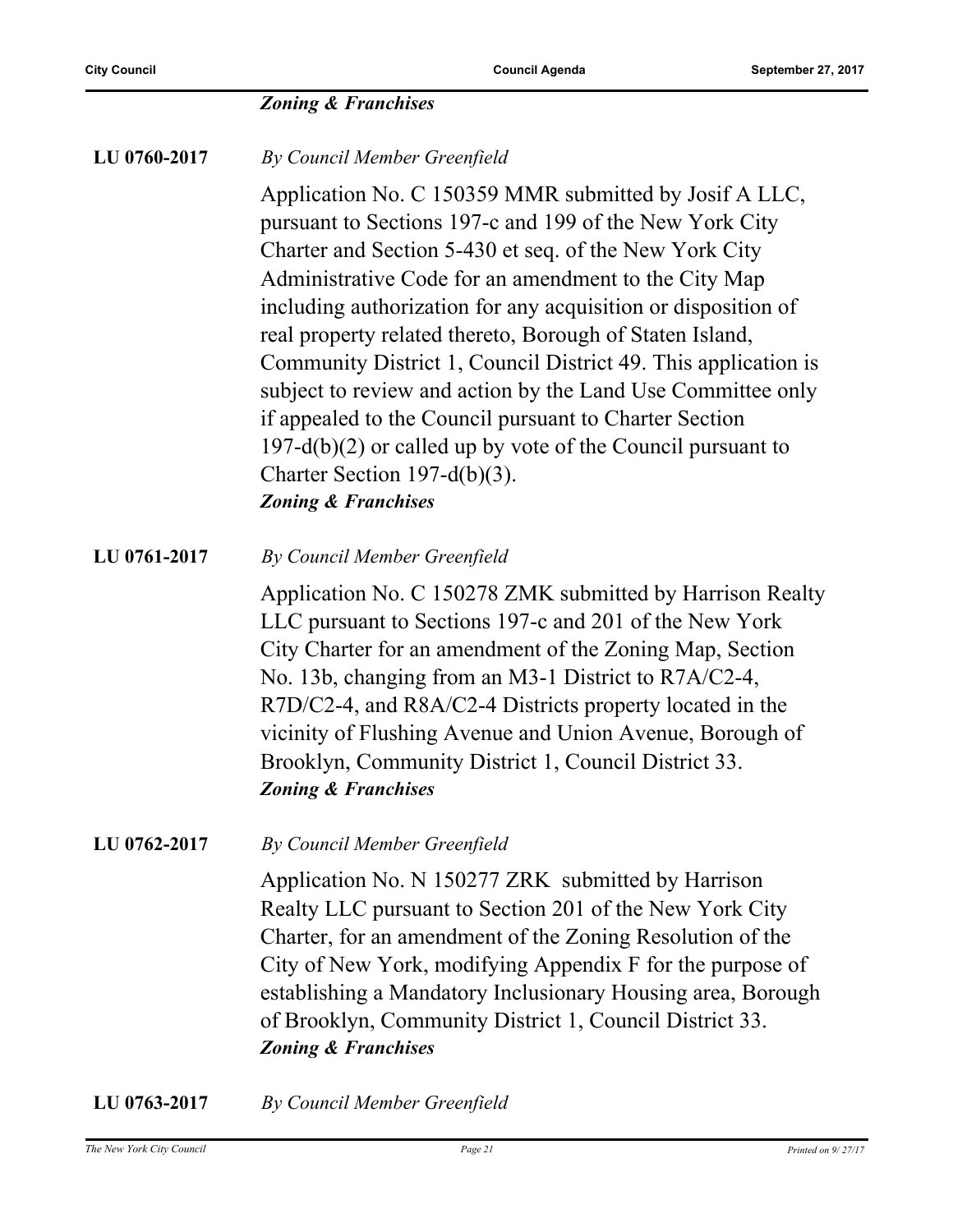***Zoning & Franchises***

**LU 0760-2017** *By Council Member Greenfield*

Application No. C 150359 MMR submitted by Josif A LLC, pursuant to Sections 197-c and 199 of the New York City Charter and Section 5-430 et seq. of the New York City Administrative Code for an amendment to the City Map including authorization for any acquisition or disposition of real property related thereto, Borough of Staten Island, Community District 1, Council District 49. This application is subject to review and action by the Land Use Committee only if appealed to the Council pursuant to Charter Section 197-d(b)(2) or called up by vote of the Council pursuant to Charter Section 197-d(b)(3).

***Zoning & Franchises***

**LU 0761-2017** *By Council Member Greenfield*

Application No. C 150278 ZMK submitted by Harrison Realty LLC pursuant to Sections 197-c and 201 of the New York City Charter for an amendment of the Zoning Map, Section No. 13b, changing from an M3-1 District to R7A/C2-4, R7D/C2-4, and R8A/C2-4 Districts property located in the vicinity of Flushing Avenue and Union Avenue, Borough of Brooklyn, Community District 1, Council District 33.

***Zoning & Franchises***

**LU 0762-2017** *By Council Member Greenfield*

Application No. N 150277 ZRK submitted by Harrison Realty LLC pursuant to Section 201 of the New York City Charter, for an amendment of the Zoning Resolution of the City of New York, modifying Appendix F for the purpose of establishing a Mandatory Inclusionary Housing area, Borough of Brooklyn, Community District 1, Council District 33.

***Zoning & Franchises***

**LU 0763-2017** *By Council Member Greenfield*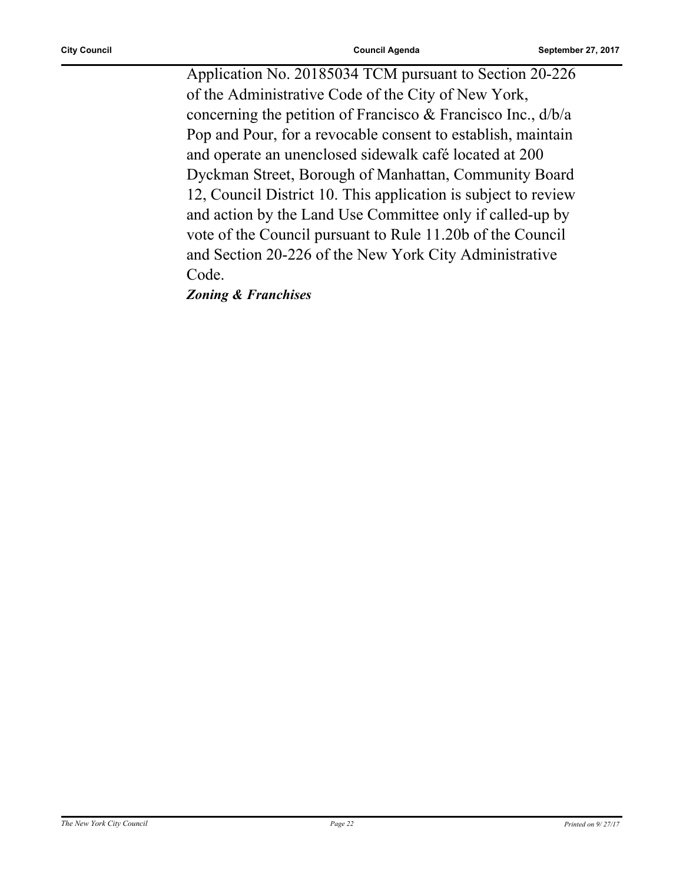Application No. 20185034 TCM pursuant to Section 20-226 of the Administrative Code of the City of New York, concerning the petition of Francisco & Francisco Inc., d/b/a Pop and Pour, for a revocable consent to establish, maintain and operate an unenclosed sidewalk café located at 200 Dyckman Street, Borough of Manhattan, Community Board 12, Council District 10. This application is subject to review and action by the Land Use Committee only if called-up by vote of the Council pursuant to Rule 11.20b of the Council and Section 20-226 of the New York City Administrative Code.

***Zoning & Franchises***